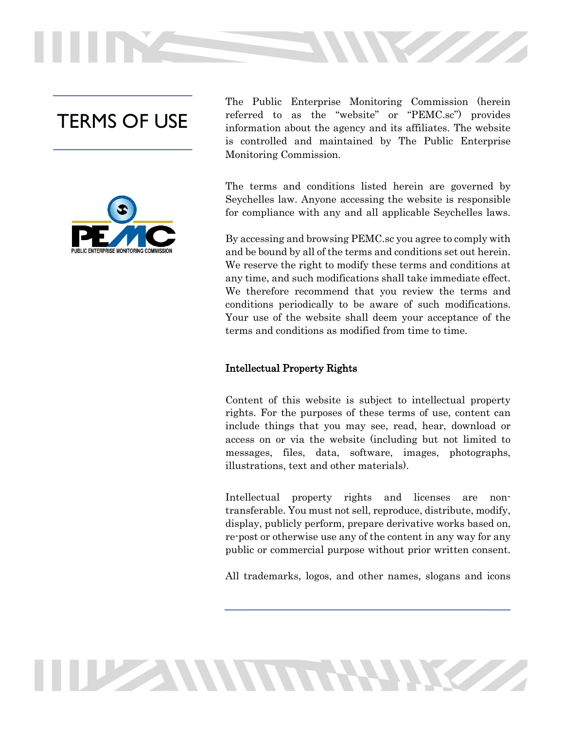# TERMS OF USE

The Public Enterprise Monitoring Commission (herein referred to as the "website" or "PEMC.sc") provides information about the agency and its affiliates. The website is controlled and maintained by The Public Enterprise Monitoring Commission.

The terms and conditions listed herein are governed by Seychelles law. Anyone accessing the website is responsible for compliance with any and all applicable Seychelles laws.

By accessing and browsing PEMC.sc you agree to comply with and be bound by all of the terms and conditions set out herein. We reserve the right to modify these terms and conditions at any time, and such modifications shall take immediate effect. We therefore recommend that you review the terms and conditions periodically to be aware of such modifications. Your use of the website shall deem your acceptance of the terms and conditions as modified from time to time.

### Intellectual Property Rights

Content of this website is subject to intellectual property rights. For the purposes of these terms of use, content can include things that you may see, read, hear, download or access on or via the website (including but not limited to messages, files, data, software, images, photographs, illustrations, text and other materials).

Intellectual property rights and licenses are non-transferable. You must not sell, reproduce, distribute, modify, display, publicly perform, prepare derivative works based on, re-post or otherwise use any of the content in any way for any public or commercial purpose without prior written consent.

All trademarks, logos, and other names, slogans and icons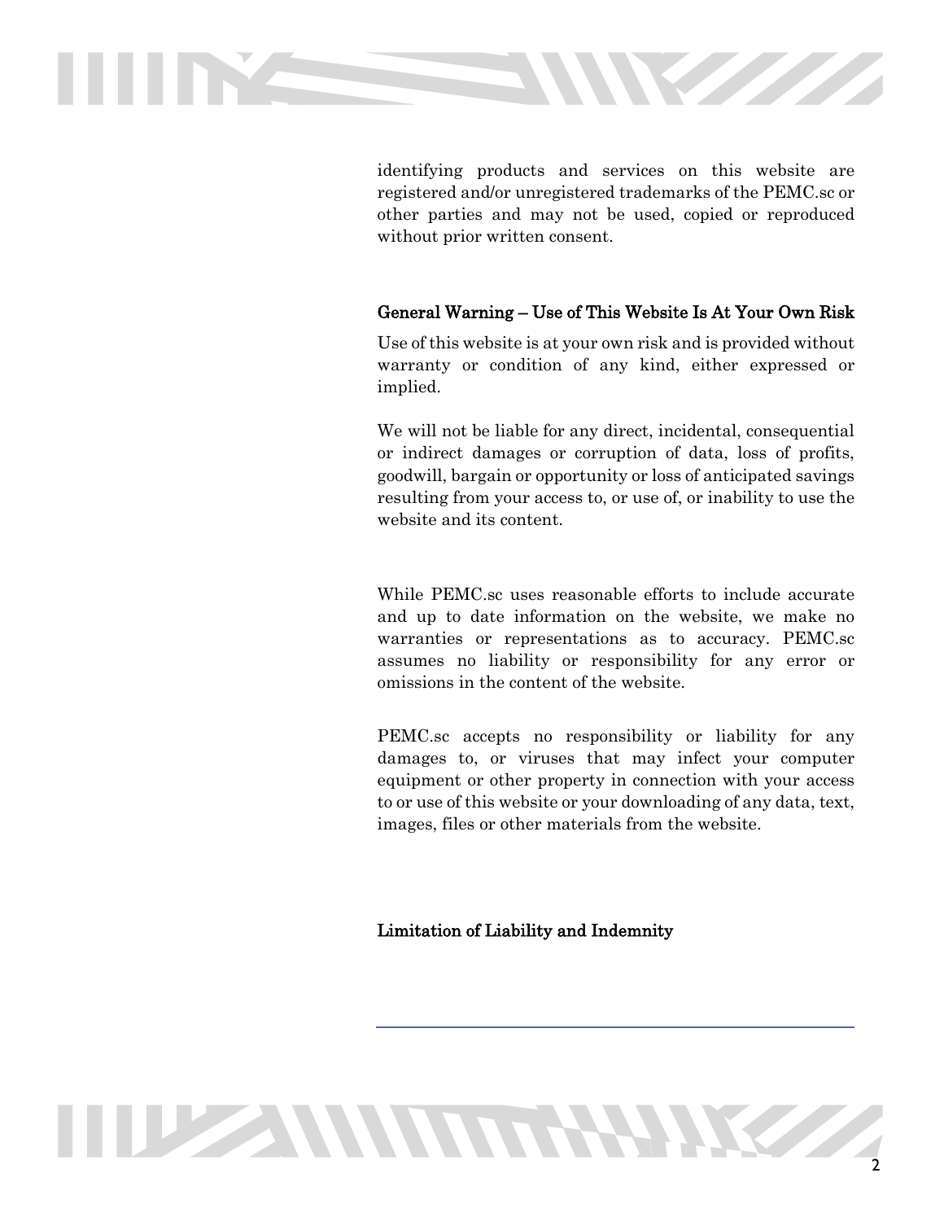identifying products and services on this website are registered and/or unregistered trademarks of the PEMC.sc or other parties and may not be used, copied or reproduced without prior written consent.

## General Warning – Use of This Website Is At Your Own Risk

Use of this website is at your own risk and is provided without warranty or condition of any kind, either expressed or implied.

We will not be liable for any direct, incidental, consequential or indirect damages or corruption of data, loss of profits, goodwill, bargain or opportunity or loss of anticipated savings resulting from your access to, or use of, or inability to use the website and its content.

While PEMC.sc uses reasonable efforts to include accurate and up to date information on the website, we make no warranties or representations as to accuracy. PEMC.sc assumes no liability or responsibility for any error or omissions in the content of the website.

PEMC.sc accepts no responsibility or liability for any damages to, or viruses that may infect your computer equipment or other property in connection with your access to or use of this website or your downloading of any data, text, images, files or other materials from the website.

## Limitation of Liability and Indemnity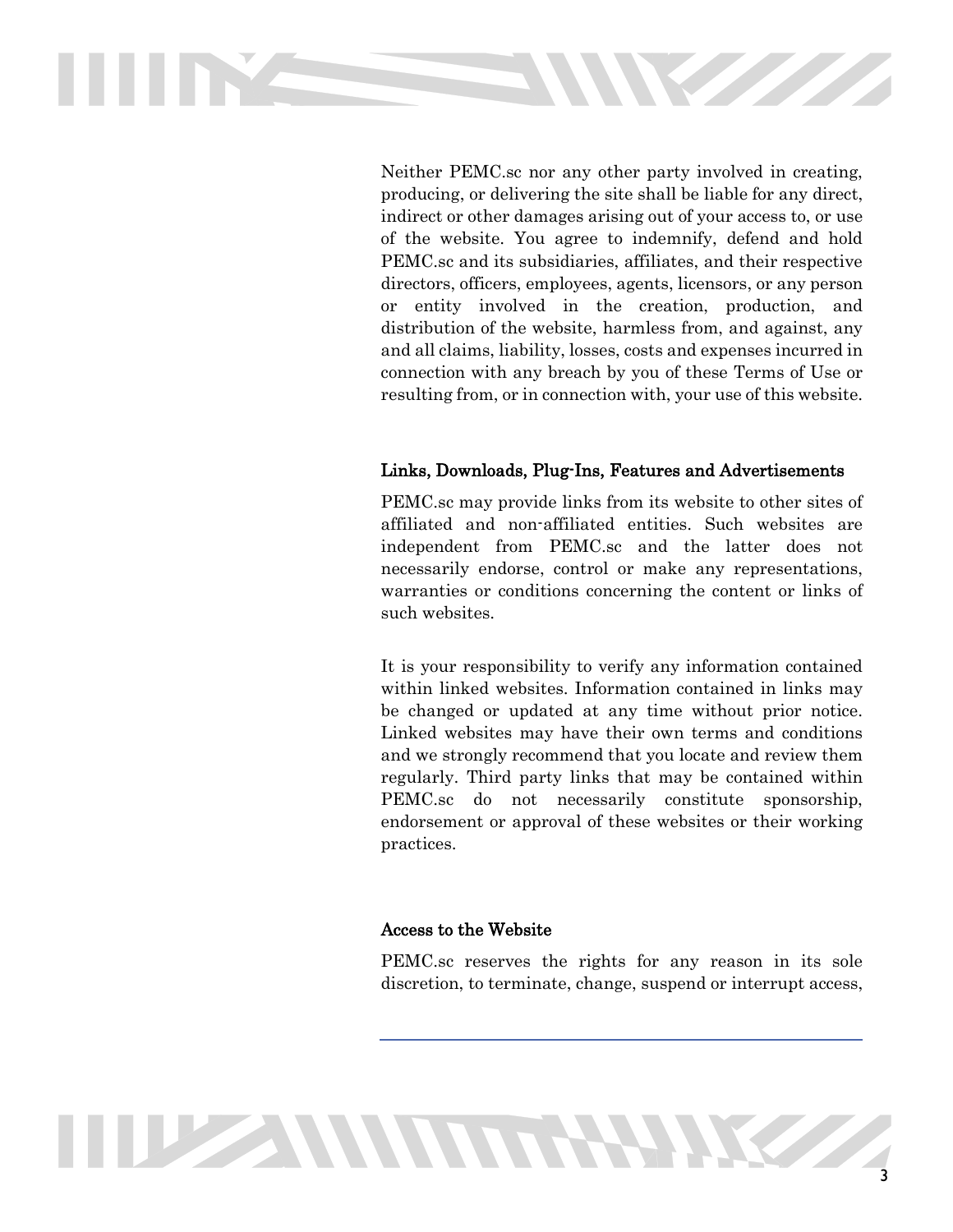Neither PEMC.sc nor any other party involved in creating, producing, or delivering the site shall be liable for any direct, indirect or other damages arising out of your access to, or use of the website. You agree to indemnify, defend and hold PEMC.sc and its subsidiaries, affiliates, and their respective directors, officers, employees, agents, licensors, or any person or entity involved in the creation, production, and distribution of the website, harmless from, and against, any and all claims, liability, losses, costs and expenses incurred in connection with any breach by you of these Terms of Use or resulting from, or in connection with, your use of this website.

### Links, Downloads, Plug-Ins, Features and Advertisements

PEMC.sc may provide links from its website to other sites of affiliated and non-affiliated entities. Such websites are independent from PEMC.sc and the latter does not necessarily endorse, control or make any representations, warranties or conditions concerning the content or links of such websites.

It is your responsibility to verify any information contained within linked websites. Information contained in links may be changed or updated at any time without prior notice. Linked websites may have their own terms and conditions and we strongly recommend that you locate and review them regularly. Third party links that may be contained within PEMC.sc do not necessarily constitute sponsorship, endorsement or approval of these websites or their working practices.

### Access to the Website

PEMC.sc reserves the rights for any reason in its sole discretion, to terminate, change, suspend or interrupt access,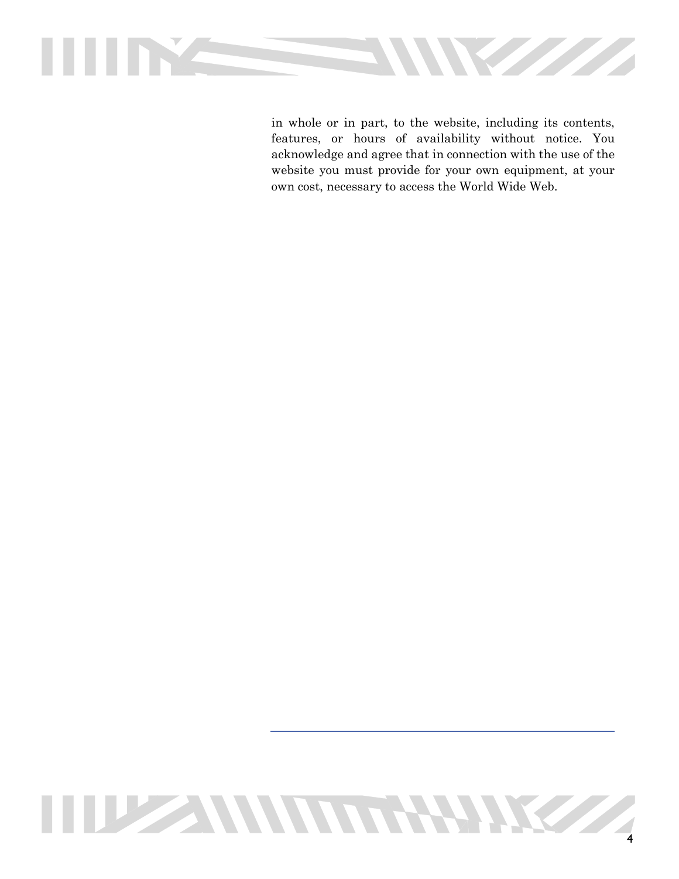in whole or in part, to the website, including its contents, features, or hours of availability without notice. You acknowledge and agree that in connection with the use of the website you must provide for your own equipment, at your own cost, necessary to access the World Wide Web.